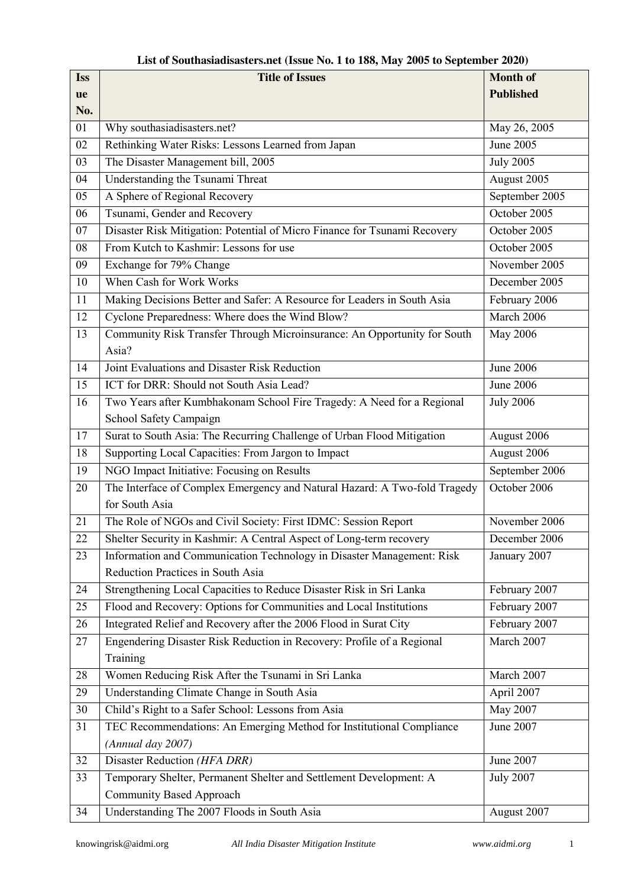**List of Southasiadisasters.net (Issue No. 1 to 188, May 2005 to September 2020)**

| Issue No. | Title of Issues | Month of Published |
|---|---|---|
| 01 | Why southasiadisasters.net? | May 26, 2005 |
| 02 | Rethinking Water Risks: Lessons Learned from Japan | June 2005 |
| 03 | The Disaster Management bill, 2005 | July 2005 |
| 04 | Understanding the Tsunami Threat | August 2005 |
| 05 | A Sphere of Regional Recovery | September 2005 |
| 06 | Tsunami, Gender and Recovery | October 2005 |
| 07 | Disaster Risk Mitigation: Potential of Micro Finance for Tsunami Recovery | October 2005 |
| 08 | From Kutch to Kashmir: Lessons for use | October 2005 |
| 09 | Exchange for 79% Change | November 2005 |
| 10 | When Cash for Work Works | December 2005 |
| 11 | Making Decisions Better and Safer: A Resource for Leaders in South Asia | February 2006 |
| 12 | Cyclone Preparedness: Where does the Wind Blow? | March 2006 |
| 13 | Community Risk Transfer Through Microinsurance: An Opportunity for South Asia? | May 2006 |
| 14 | Joint Evaluations and Disaster Risk Reduction | June 2006 |
| 15 | ICT for DRR: Should not South Asia Lead? | June 2006 |
| 16 | Two Years after Kumbhakonam School Fire Tragedy: A Need for a Regional School Safety Campaign | July 2006 |
| 17 | Surat to South Asia: The Recurring Challenge of Urban Flood Mitigation | August 2006 |
| 18 | Supporting Local Capacities: From Jargon to Impact | August 2006 |
| 19 | NGO Impact Initiative: Focusing on Results | September 2006 |
| 20 | The Interface of Complex Emergency and Natural Hazard: A Two-fold Tragedy for South Asia | October 2006 |
| 21 | The Role of NGOs and Civil Society: First IDMC: Session Report | November 2006 |
| 22 | Shelter Security in Kashmir: A Central Aspect of Long-term recovery | December 2006 |
| 23 | Information and Communication Technology in Disaster Management: Risk Reduction Practices in South Asia | January 2007 |
| 24 | Strengthening Local Capacities to Reduce Disaster Risk in Sri Lanka | February 2007 |
| 25 | Flood and Recovery: Options for Communities and Local Institutions | February 2007 |
| 26 | Integrated Relief and Recovery after the 2006 Flood in Surat City | February 2007 |
| 27 | Engendering Disaster Risk Reduction in Recovery: Profile of a Regional Training | March 2007 |
| 28 | Women Reducing Risk After the Tsunami in Sri Lanka | March 2007 |
| 29 | Understanding Climate Change in South Asia | April 2007 |
| 30 | Child's Right to a Safer School: Lessons from Asia | May 2007 |
| 31 | TEC Recommendations: An Emerging Method for Institutional Compliance *(Annual day 2007)* | June 2007 |
| 32 | Disaster Reduction *(HFA DRR)* | June 2007 |
| 33 | Temporary Shelter, Permanent Shelter and Settlement Development: A Community Based Approach | July 2007 |
| 34 | Understanding The 2007 Floods in South Asia | August 2007 |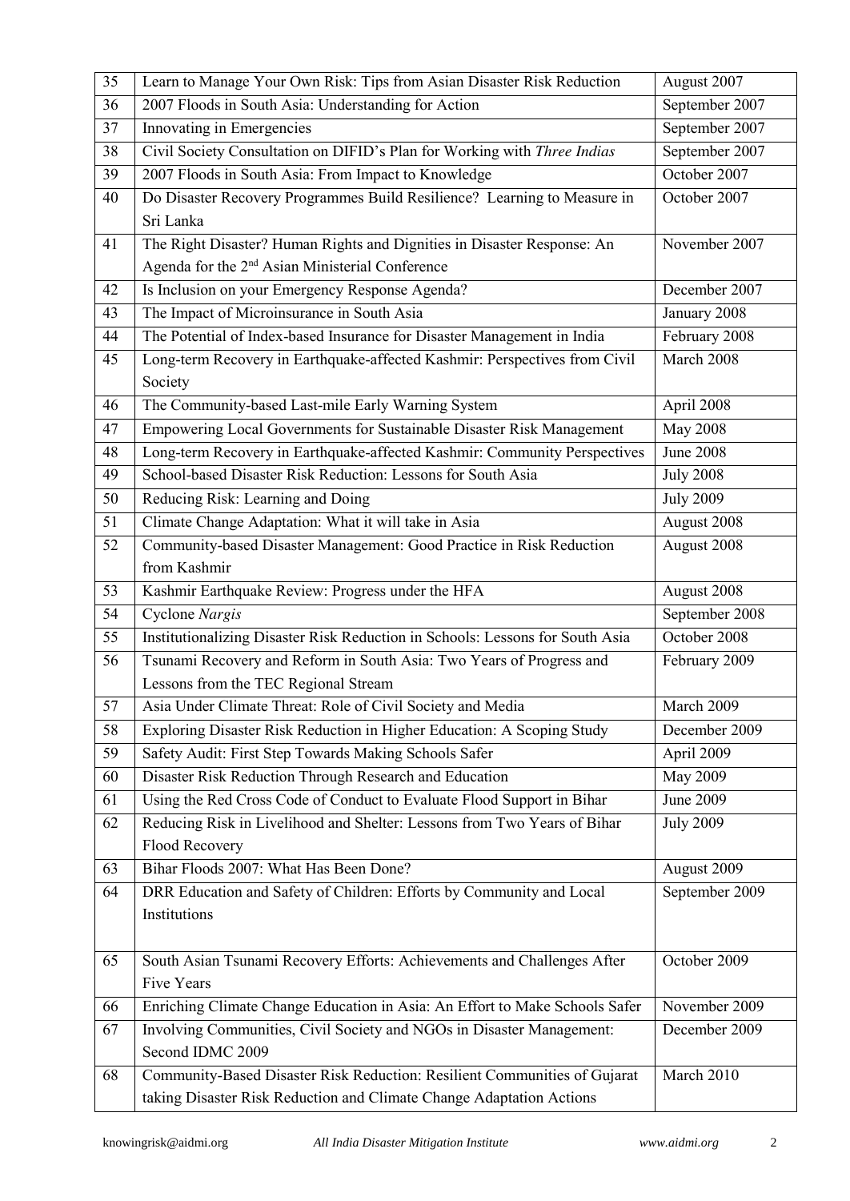| 35 | Learn to Manage Your Own Risk: Tips from Asian Disaster Risk Reduction | August 2007 |
|---|---|---|
| 36 | 2007 Floods in South Asia: Understanding for Action | September 2007 |
| 37 | Innovating in Emergencies | September 2007 |
| 38 | Civil Society Consultation on DIFID's Plan for Working with *Three Indias* | September 2007 |
| 39 | 2007 Floods in South Asia: From Impact to Knowledge | October 2007 |
| 40 | Do Disaster Recovery Programmes Build Resilience? Learning to Measure in Sri Lanka | October 2007 |
| 41 | The Right Disaster? Human Rights and Dignities in Disaster Response: An Agenda for the 2nd Asian Ministerial Conference | November 2007 |
| 42 | Is Inclusion on your Emergency Response Agenda? | December 2007 |
| 43 | The Impact of Microinsurance in South Asia | January 2008 |
| 44 | The Potential of Index-based Insurance for Disaster Management in India | February 2008 |
| 45 | Long-term Recovery in Earthquake-affected Kashmir: Perspectives from Civil Society | March 2008 |
| 46 | The Community-based Last-mile Early Warning System | April 2008 |
| 47 | Empowering Local Governments for Sustainable Disaster Risk Management | May 2008 |
| 48 | Long-term Recovery in Earthquake-affected Kashmir: Community Perspectives | June 2008 |
| 49 | School-based Disaster Risk Reduction: Lessons for South Asia | July 2008 |
| 50 | Reducing Risk: Learning and Doing | July 2009 |
| 51 | Climate Change Adaptation: What it will take in Asia | August 2008 |
| 52 | Community-based Disaster Management: Good Practice in Risk Reduction from Kashmir | August 2008 |
| 53 | Kashmir Earthquake Review: Progress under the HFA | August 2008 |
| 54 | Cyclone *Nargis* | September 2008 |
| 55 | Institutionalizing Disaster Risk Reduction in Schools: Lessons for South Asia | October 2008 |
| 56 | Tsunami Recovery and Reform in South Asia: Two Years of Progress and Lessons from the TEC Regional Stream | February 2009 |
| 57 | Asia Under Climate Threat: Role of Civil Society and Media | March 2009 |
| 58 | Exploring Disaster Risk Reduction in Higher Education: A Scoping Study | December 2009 |
| 59 | Safety Audit: First Step Towards Making Schools Safer | April 2009 |
| 60 | Disaster Risk Reduction Through Research and Education | May 2009 |
| 61 | Using the Red Cross Code of Conduct to Evaluate Flood Support in Bihar | June 2009 |
| 62 | Reducing Risk in Livelihood and Shelter: Lessons from Two Years of Bihar Flood Recovery | July 2009 |
| 63 | Bihar Floods 2007: What Has Been Done? | August 2009 |
| 64 | DRR Education and Safety of Children: Efforts by Community and Local Institutions | September 2009 |
| 65 | South Asian Tsunami Recovery Efforts: Achievements and Challenges After Five Years | October 2009 |
| 66 | Enriching Climate Change Education in Asia: An Effort to Make Schools Safer | November 2009 |
| 67 | Involving Communities, Civil Society and NGOs in Disaster Management: Second IDMC 2009 | December 2009 |
| 68 | Community-Based Disaster Risk Reduction: Resilient Communities of Gujarat taking Disaster Risk Reduction and Climate Change Adaptation Actions | March 2010 |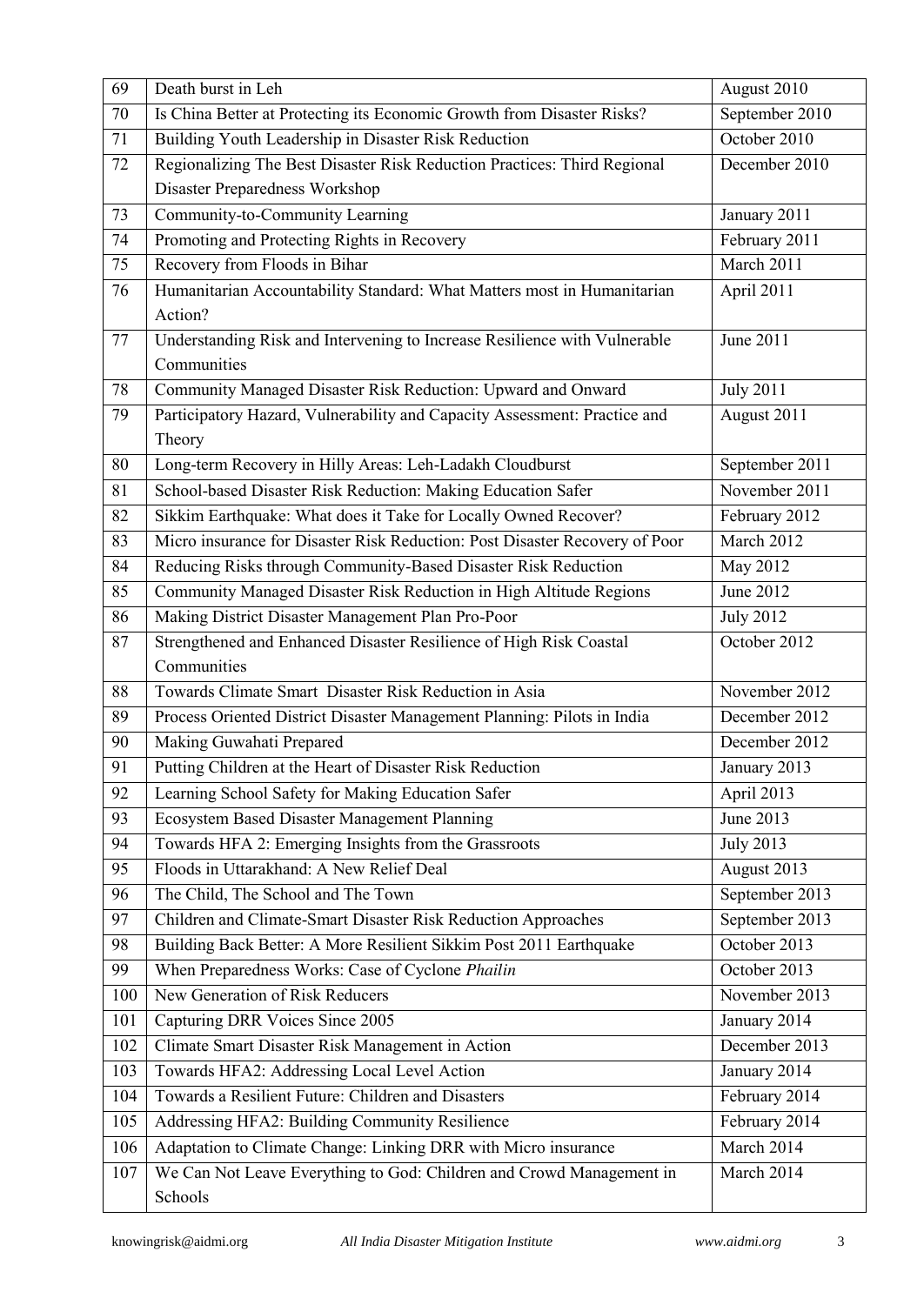| 69 | Death burst in Leh | August 2010 |
|---|---|---|
| 70 | Is China Better at Protecting its Economic Growth from Disaster Risks? | September 2010 |
| 71 | Building Youth Leadership in Disaster Risk Reduction | October 2010 |
| 72 | Regionalizing The Best Disaster Risk Reduction Practices: Third Regional Disaster Preparedness Workshop | December 2010 |
| 73 | Community-to-Community Learning | January 2011 |
| 74 | Promoting and Protecting Rights in Recovery | February 2011 |
| 75 | Recovery from Floods in Bihar | March 2011 |
| 76 | Humanitarian Accountability Standard: What Matters most in Humanitarian Action? | April 2011 |
| 77 | Understanding Risk and Intervening to Increase Resilience with Vulnerable Communities | June 2011 |
| 78 | Community Managed Disaster Risk Reduction: Upward and Onward | July 2011 |
| 79 | Participatory Hazard, Vulnerability and Capacity Assessment: Practice and Theory | August 2011 |
| 80 | Long-term Recovery in Hilly Areas: Leh-Ladakh Cloudburst | September 2011 |
| 81 | School-based Disaster Risk Reduction: Making Education Safer | November 2011 |
| 82 | Sikkim Earthquake: What does it Take for Locally Owned Recover? | February 2012 |
| 83 | Micro insurance for Disaster Risk Reduction: Post Disaster Recovery of Poor | March 2012 |
| 84 | Reducing Risks through Community-Based Disaster Risk Reduction | May 2012 |
| 85 | Community Managed Disaster Risk Reduction in High Altitude Regions | June 2012 |
| 86 | Making District Disaster Management Plan Pro-Poor | July 2012 |
| 87 | Strengthened and Enhanced Disaster Resilience of High Risk Coastal Communities | October 2012 |
| 88 | Towards Climate Smart Disaster Risk Reduction in Asia | November 2012 |
| 89 | Process Oriented District Disaster Management Planning: Pilots in India | December 2012 |
| 90 | Making Guwahati Prepared | December 2012 |
| 91 | Putting Children at the Heart of Disaster Risk Reduction | January 2013 |
| 92 | Learning School Safety for Making Education Safer | April 2013 |
| 93 | Ecosystem Based Disaster Management Planning | June 2013 |
| 94 | Towards HFA 2: Emerging Insights from the Grassroots | July 2013 |
| 95 | Floods in Uttarakhand: A New Relief Deal | August 2013 |
| 96 | The Child, The School and The Town | September 2013 |
| 97 | Children and Climate-Smart Disaster Risk Reduction Approaches | September 2013 |
| 98 | Building Back Better: A More Resilient Sikkim Post 2011 Earthquake | October 2013 |
| 99 | When Preparedness Works: Case of Cyclone *Phailin* | October 2013 |
| 100 | New Generation of Risk Reducers | November 2013 |
| 101 | Capturing DRR Voices Since 2005 | January 2014 |
| 102 | Climate Smart Disaster Risk Management in Action | December 2013 |
| 103 | Towards HFA2: Addressing Local Level Action | January 2014 |
| 104 | Towards a Resilient Future: Children and Disasters | February 2014 |
| 105 | Addressing HFA2: Building Community Resilience | February 2014 |
| 106 | Adaptation to Climate Change: Linking DRR with Micro insurance | March 2014 |
| 107 | We Can Not Leave Everything to God: Children and Crowd Management in Schools | March 2014 |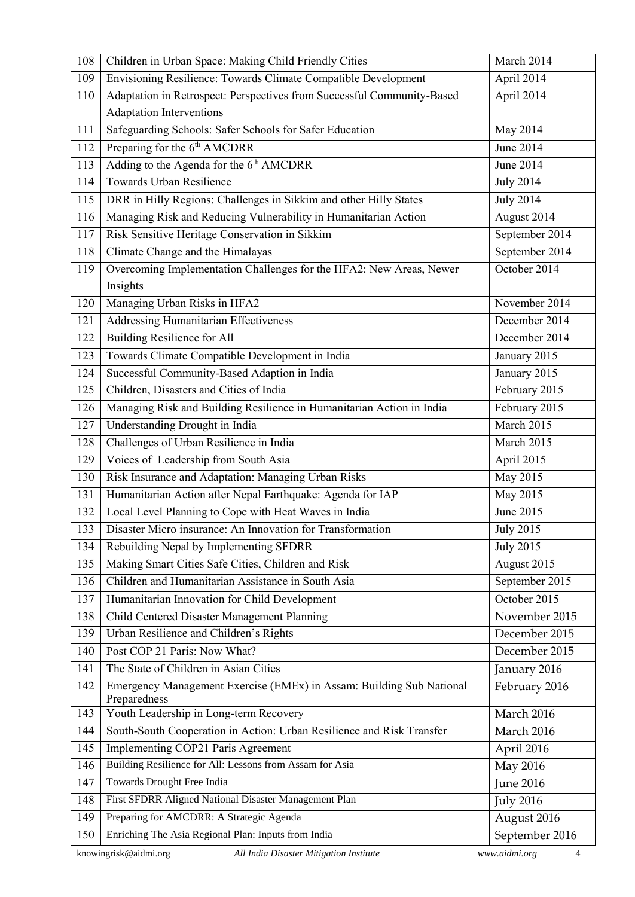| 108 | Children in Urban Space: Making Child Friendly Cities | March 2014 |
|---|---|---|
| 109 | Envisioning Resilience: Towards Climate Compatible Development | April 2014 |
| 110 | Adaptation in Retrospect: Perspectives from Successful Community-Based Adaptation Interventions | April 2014 |
| 111 | Safeguarding Schools: Safer Schools for Safer Education | May 2014 |
| 112 | Preparing for the 6th AMCDRR | June 2014 |
| 113 | Adding to the Agenda for the 6th AMCDRR | June 2014 |
| 114 | Towards Urban Resilience | July 2014 |
| 115 | DRR in Hilly Regions: Challenges in Sikkim and other Hilly States | July 2014 |
| 116 | Managing Risk and Reducing Vulnerability in Humanitarian Action | August 2014 |
| 117 | Risk Sensitive Heritage Conservation in Sikkim | September 2014 |
| 118 | Climate Change and the Himalayas | September 2014 |
| 119 | Overcoming Implementation Challenges for the HFA2: New Areas, Newer Insights | October 2014 |
| 120 | Managing Urban Risks in HFA2 | November 2014 |
| 121 | Addressing Humanitarian Effectiveness | December 2014 |
| 122 | Building Resilience for All | December 2014 |
| 123 | Towards Climate Compatible Development in India | January 2015 |
| 124 | Successful Community-Based Adaption in India | January 2015 |
| 125 | Children, Disasters and Cities of India | February 2015 |
| 126 | Managing Risk and Building Resilience in Humanitarian Action in India | February 2015 |
| 127 | Understanding Drought in India | March 2015 |
| 128 | Challenges of Urban Resilience in India | March 2015 |
| 129 | Voices of Leadership from South Asia | April 2015 |
| 130 | Risk Insurance and Adaptation: Managing Urban Risks | May 2015 |
| 131 | Humanitarian Action after Nepal Earthquake: Agenda for IAP | May 2015 |
| 132 | Local Level Planning to Cope with Heat Waves in India | June 2015 |
| 133 | Disaster Micro insurance: An Innovation for Transformation | July 2015 |
| 134 | Rebuilding Nepal by Implementing SFDRR | July 2015 |
| 135 | Making Smart Cities Safe Cities, Children and Risk | August 2015 |
| 136 | Children and Humanitarian Assistance in South Asia | September 2015 |
| 137 | Humanitarian Innovation for Child Development | October 2015 |
| 138 | Child Centered Disaster Management Planning | November 2015 |
| 139 | Urban Resilience and Children's Rights | December 2015 |
| 140 | Post COP 21 Paris: Now What? | December 2015 |
| 141 | The State of Children in Asian Cities | January 2016 |
| 142 | Emergency Management Exercise (EMEx) in Assam: Building Sub National Preparedness | February 2016 |
| 143 | Youth Leadership in Long-term Recovery | March 2016 |
| 144 | South-South Cooperation in Action: Urban Resilience and Risk Transfer | March 2016 |
| 145 | Implementing COP21 Paris Agreement | April 2016 |
| 146 | Building Resilience for All: Lessons from Assam for Asia | May 2016 |
| 147 | Towards Drought Free India | June 2016 |
| 148 | First SFDRR Aligned National Disaster Management Plan | July 2016 |
| 149 | Preparing for AMCDRR: A Strategic Agenda | August 2016 |
| 150 | Enriching The Asia Regional Plan: Inputs from India | September 2016 |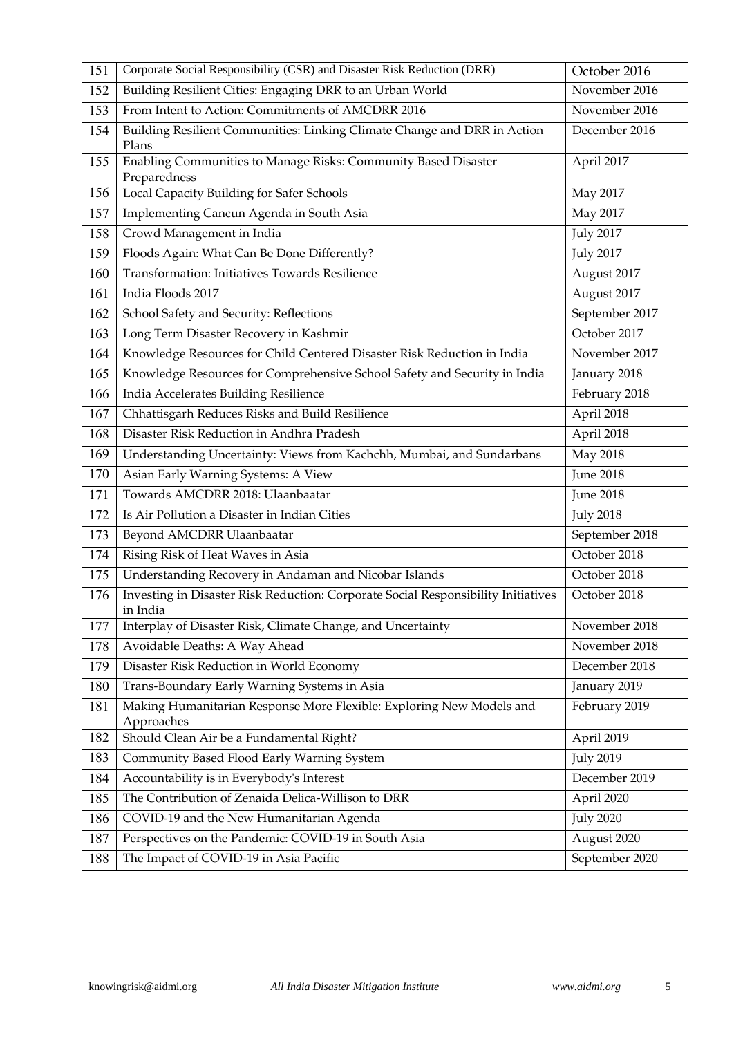| | | |
|---|---|---|
| 151 | Corporate Social Responsibility (CSR) and Disaster Risk Reduction (DRR) | October 2016 |
| 152 | Building Resilient Cities: Engaging DRR to an Urban World | November 2016 |
| 153 | From Intent to Action: Commitments of AMCDRR 2016 | November 2016 |
| 154 | Building Resilient Communities: Linking Climate Change and DRR in Action Plans | December 2016 |
| 155 | Enabling Communities to Manage Risks: Community Based Disaster Preparedness | April 2017 |
| 156 | Local Capacity Building for Safer Schools | May 2017 |
| 157 | Implementing Cancun Agenda in South Asia | May 2017 |
| 158 | Crowd Management in India | July 2017 |
| 159 | Floods Again: What Can Be Done Differently? | July 2017 |
| 160 | Transformation: Initiatives Towards Resilience | August 2017 |
| 161 | India Floods 2017 | August 2017 |
| 162 | School Safety and Security: Reflections | September 2017 |
| 163 | Long Term Disaster Recovery in Kashmir | October 2017 |
| 164 | Knowledge Resources for Child Centered Disaster Risk Reduction in India | November 2017 |
| 165 | Knowledge Resources for Comprehensive School Safety and Security in India | January 2018 |
| 166 | India Accelerates Building Resilience | February 2018 |
| 167 | Chhattisgarh Reduces Risks and Build Resilience | April 2018 |
| 168 | Disaster Risk Reduction in Andhra Pradesh | April 2018 |
| 169 | Understanding Uncertainty: Views from Kachchh, Mumbai, and Sundarbans | May 2018 |
| 170 | Asian Early Warning Systems: A View | June 2018 |
| 171 | Towards AMCDRR 2018: Ulaanbaatar | June 2018 |
| 172 | Is Air Pollution a Disaster in Indian Cities | July 2018 |
| 173 | Beyond AMCDRR Ulaanbaatar | September 2018 |
| 174 | Rising Risk of Heat Waves in Asia | October 2018 |
| 175 | Understanding Recovery in Andaman and Nicobar Islands | October 2018 |
| 176 | Investing in Disaster Risk Reduction: Corporate Social Responsibility Initiatives in India | October 2018 |
| 177 | Interplay of Disaster Risk, Climate Change, and Uncertainty | November 2018 |
| 178 | Avoidable Deaths: A Way Ahead | November 2018 |
| 179 | Disaster Risk Reduction in World Economy | December 2018 |
| 180 | Trans-Boundary Early Warning Systems in Asia | January 2019 |
| 181 | Making Humanitarian Response More Flexible: Exploring New Models and Approaches | February 2019 |
| 182 | Should Clean Air be a Fundamental Right? | April 2019 |
| 183 | Community Based Flood Early Warning System | July 2019 |
| 184 | Accountability is in Everybody's Interest | December 2019 |
| 185 | The Contribution of Zenaida Delica-Willison to DRR | April 2020 |
| 186 | COVID-19 and the New Humanitarian Agenda | July 2020 |
| 187 | Perspectives on the Pandemic: COVID-19 in South Asia | August 2020 |
| 188 | The Impact of COVID-19 in Asia Pacific | September 2020 |